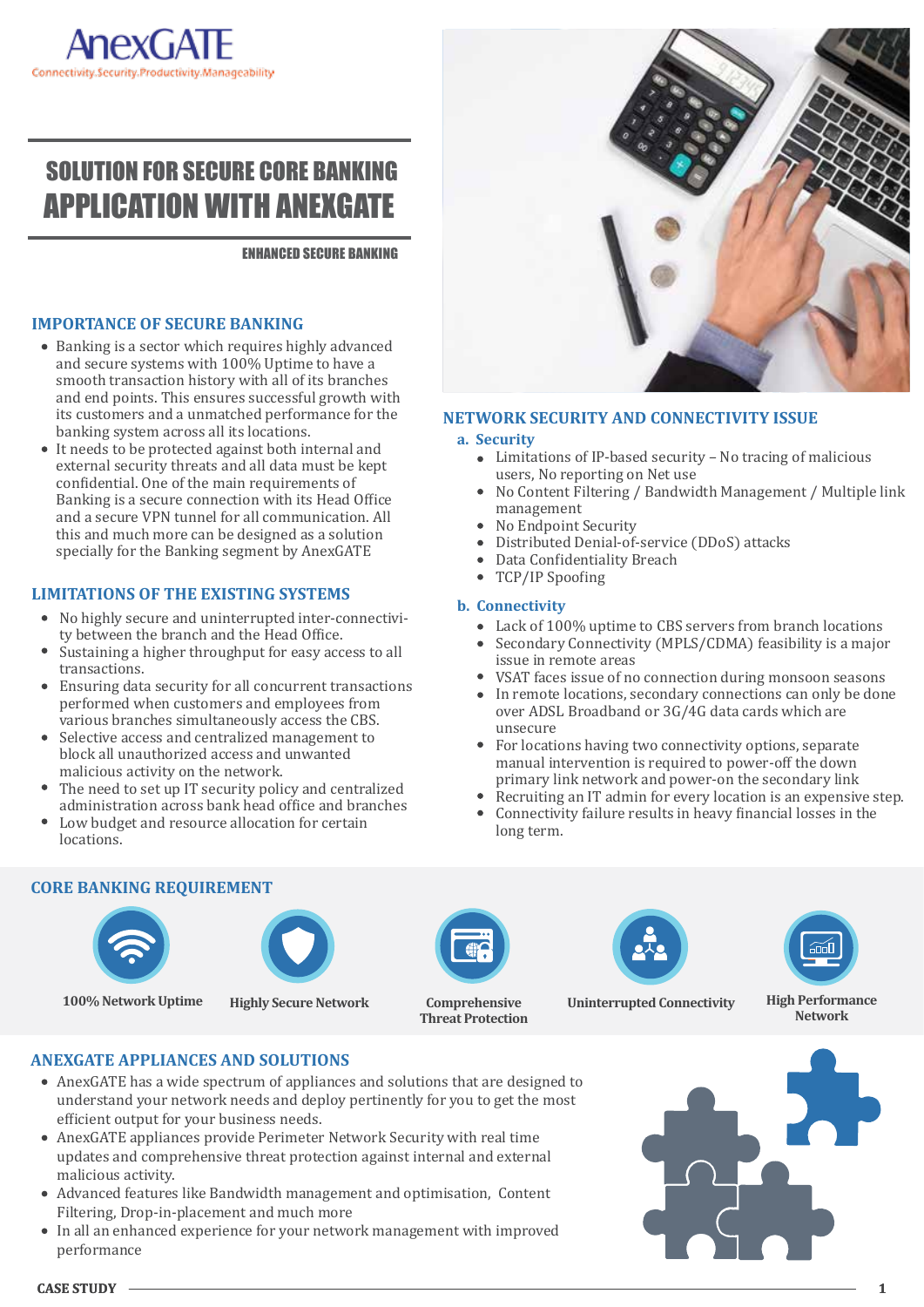AnexGATE

Connectivity.Security.Productivity.Manageability

# SOLUTION FOR SECURE CORE BANKING APPLICATION WITH ANEXGATE

**ENHANCED SECURE BANKING**

## IMPORTANCE OF SECURE BANKING

- Banking is a sector which requires highly advanced and secure systems with 100% Uptime to have a smooth transaction history with all of its branches and end points. This ensures successful growth with its customers and a unmatched performance for the banking system across all its locations.
- It needs to be protected against both internal and external security threats and all data must be kept confidential. One of the main requirements of Banking is a secure connection with its Head Office and a secure VPN tunnel for all communication. All this and much more can be designed as a solution specially for the Banking segment by AnexGATE

## LIMITATIONS OF THE EXISTING SYSTEMS

- No highly secure and uninterrupted inter-connectivity between the branch and the Head Office.
- Sustaining a higher throughput for easy access to all transactions.
- Ensuring data security for all concurrent transactions performed when customers and employees from various branches simultaneously access the CBS.
- Selective access and centralized management to block all unauthorized access and unwanted malicious activity on the network.
- The need to set up IT security policy and centralized administration across bank head office and branches
- Low budget and resource allocation for certain locations.

## NETWORK SECURITY AND CONNECTIVITY ISSUE

### a. Security

- Limitations of IP-based security – No tracing of malicious users, No reporting on Net use
- No Content Filtering / Bandwidth Management / Multiple link management
- No Endpoint Security
- Distributed Denial-of-service (DDoS) attacks
- Data Confidentiality Breach
- TCP/IP Spoofing

### b. Connectivity

- Lack of 100% uptime to CBS servers from branch locations
- Secondary Connectivity (MPLS/CDMA) feasibility is a major issue in remote areas
- VSAT faces issue of no connection during monsoon seasons
- In remote locations, secondary connections can only be done over ADSL Broadband or 3G/4G data cards which are unsecure
- For locations having two connectivity options, separate manual intervention is required to power-off the down primary link network and power-on the secondary link
- Recruiting an IT admin for every location is an expensive step.
- Connectivity failure results in heavy financial losses in the long term.

## CORE BANKING REQUIREMENT

- 100% Network Uptime
- Highly Secure Network
- Comprehensive Threat Protection
- Uninterrupted Connectivity
- High Performance Network

## ANEXGATE APPLIANCES AND SOLUTIONS

- AnexGATE has a wide spectrum of appliances and solutions that are designed to understand your network needs and deploy pertinently for you to get the most efficient output for your business needs.
- AnexGATE appliances provide Perimeter Network Security with real time updates and comprehensive threat protection against internal and external malicious activity.
- Advanced features like Bandwidth management and optimisation, Content Filtering, Drop-in-placement and much more
- In all an enhanced experience for your network management with improved performance

CASE STUDY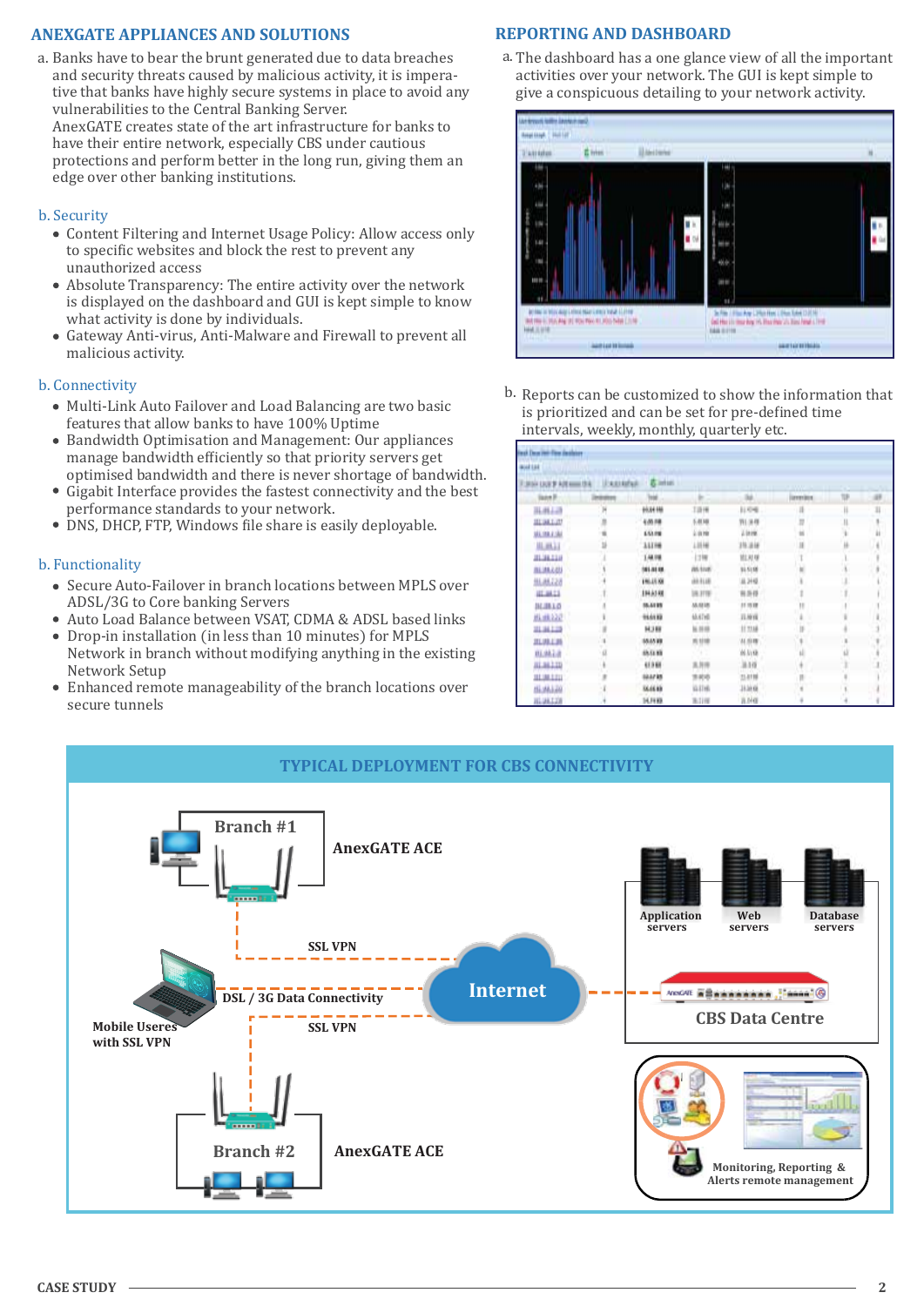## ANEXGATE APPLIANCES AND SOLUTIONS

a. Banks have to bear the brunt generated due to data breaches and security threats caused by malicious activity, it is imperative that banks have highly secure systems in place to avoid any vulnerabilities to the Central Banking Server.
AnexGATE creates state of the art infrastructure for banks to have their entire network, especially CBS under cautious protections and perform better in the long run, giving them an edge over other banking institutions.

b. Security

- Content Filtering and Internet Usage Policy: Allow access only to specific websites and block the rest to prevent any unauthorized access
- Absolute Transparency: The entire activity over the network is displayed on the dashboard and GUI is kept simple to know what activity is done by individuals.
- Gateway Anti-virus, Anti-Malware and Firewall to prevent all malicious activity.

b. Connectivity

- Multi-Link Auto Failover and Load Balancing are two basic features that allow banks to 100% Uptime
- Bandwidth Optimisation and Management: Our appliances manage bandwidth efficiently so that priority servers get optimised bandwidth and there is never shortage of bandwidth.
- Gigabit Interface provides the fastest connectivity and the best performance standards to your network.
- DNS, DHCP, FTP, Windows file share is easily deployable.

b. Functionality

- Secure Auto-Failover in branch locations between MPLS over ADSL/3G to Core banking Servers
- Auto Load Balance between VSAT, CDMA & ADSL based links
- Drop-in installation (in less than 10 minutes) for MPLS Network in branch without modifying anything in the existing Network Setup
- Enhanced remote manageability of the branch locations over secure tunnels

## REPORTING AND DASHBOARD

a. The dashboard has a one glance view of all the important activities over your network. The GUI is kept simple to give a conspicuous detailing to your network activity.

b. Reports can be customized to show the information that is prioritized and can be set for pre-defined time intervals, weekly, monthly, quarterly etc.

## TYPICAL DEPLOYMENT FOR CBS CONNECTIVITY

Branch #1 — AnexGATE ACE

SSL VPN

Mobile Useres with SSL VPN — DSL / 3G Data Connectivity

Internet

SSL VPN

Branch #2 — AnexGATE ACE

Application servers — Web servers — Database servers

CBS Data Centre

Monitoring, Reporting & Alerts remote management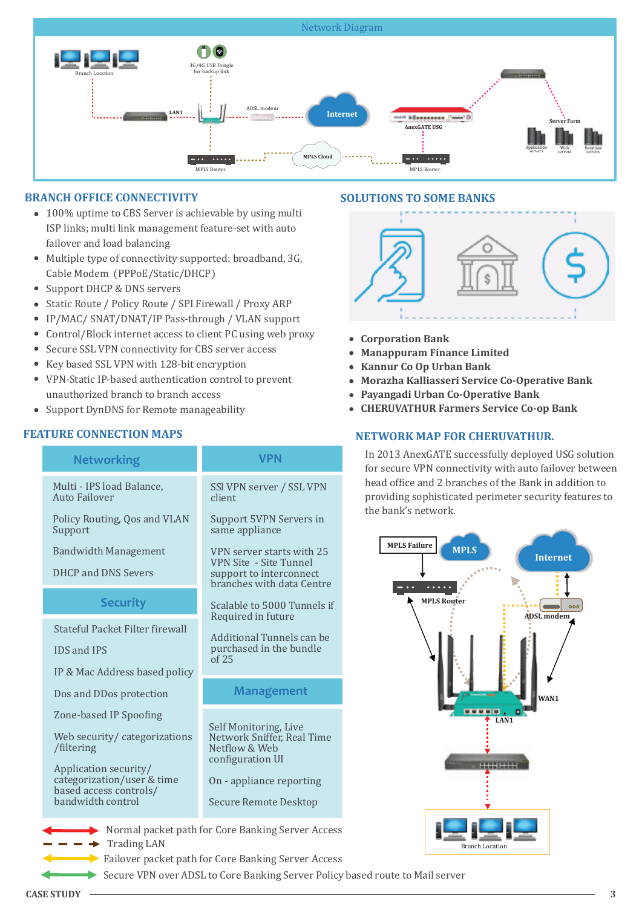Network Diagram

Branch Location

3G/4G USB Dongle for backup link

LAN1

ADSL modem

Internet

AnexGATE USG

Server Farm

Application servers

Web servers

Database servers

MPLS Router

MPLS Cloud

MPLS Router

## BRANCH OFFICE CONNECTIVITY

- 100% uptime to CBS Server is achievable by using multi ISP links; multi link management feature-set with auto failover and load balancing
- Multiple type of connectivity supported: broadband, 3G, Cable Modem (PPPoE/Static/DHCP)
- Support DHCP & DNS servers
- Static Route / Policy Route / SPI Firewall / Proxy ARP
- IP/MAC/ SNAT/DNAT/IP Pass-through / VLAN support
- Control/Block internet access to client PC using web proxy
- Secure SSL VPN connectivity for CBS server access
- Key based SSL VPN with 128-bit encryption
- VPN-Static IP-based authentication control to prevent unauthorized branch to branch access
- Support DynDNS for Remote manageability

## SOLUTIONS TO SOME BANKS

- **Corporation Bank**
- **Manappuram Finance Limited**
- **Kannur Co Op Urban Bank**
- **Morazha Kalliasseri Service Co-Operative Bank**
- **Payangadi Urban Co-Operative Bank**
- **CHERUVATHUR Farmers Service Co-op Bank**

## FEATURE CONNECTION MAPS

| Networking | VPN |
|---|---|
| Multi - IPS load Balance, Auto Failover | SSl VPN server / SSL VPN client |
| Policy Routing, Qos and VLAN Support | Support 5VPN Servers in same appliance |
| Bandwidth Management | VPN server starts with 25 VPN Site - Site Tunnel support to interconnect branches with data Centre |
| DHCP and DNS Severs | Scalable to 5000 Tunnels if Required in future |
| | Additional Tunnels can be purchased in the bundle of 25 |

| Security | Management |
|---|---|
| Stateful Packet Filter firewall | Self Monitoring, Live Network Sniffer, Real Time Netflow & Web configuration UI |
| IDS and IPS | On - appliance reporting |
| IP & Mac Address based policy | Secure Remote Desktop |
| Dos and DDos protection | |
| Zone-based IP Spoofing | |
| Web security/ categorizations /filtering | |
| Application security/ categorization/user & time based access controls/ bandwidth control | |

Normal packet path for Core Banking Server Access

Trading LAN

Failover packet path for Core Banking Server Access

Secure VPN over ADSL to Core Banking Server Policy based route to Mail server

## NETWORK MAP FOR CHERUVATHUR.

In 2013 AnexGATE successfully deployed USG solution for secure VPN connectivity with auto failover between head office and 2 branches of the Bank in addition to providing sophisticated perimeter security features to the bank's network.

MPLS Failure

MPLS

Internet

MPLS Router

ADSL modem

WAN1

LAN1

Branch Location

CASE STUDY